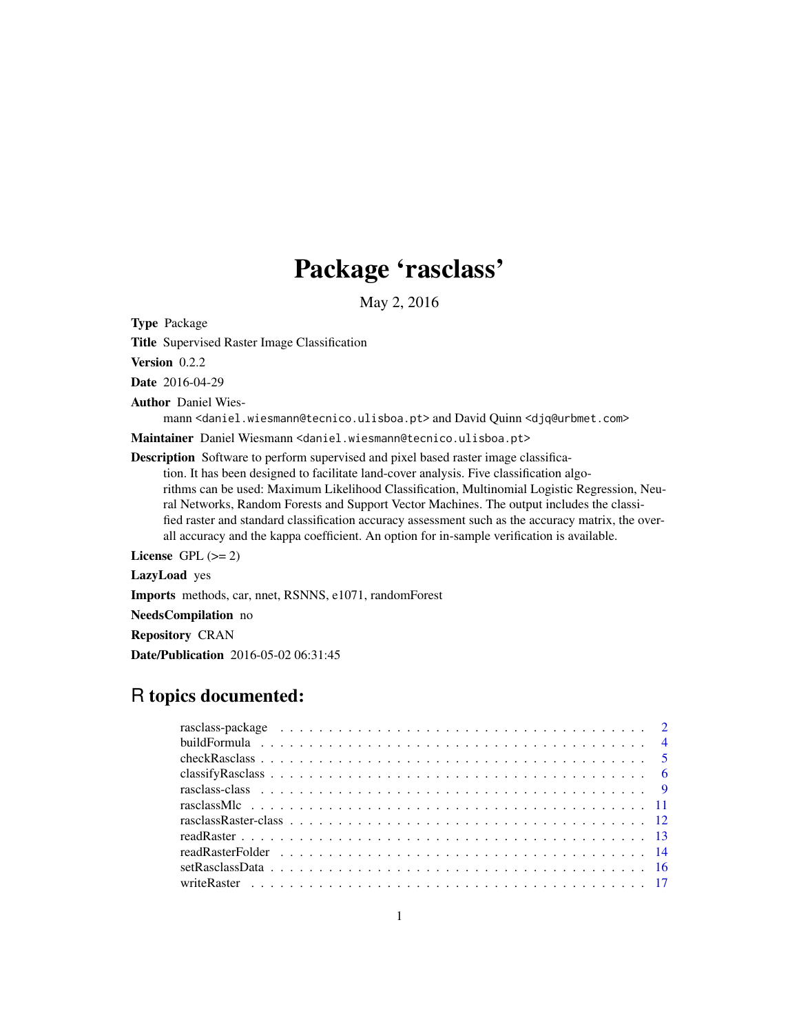# Package 'rasclass'

May 2, 2016

**Type** Package

**Title** Supervised Raster Image Classification

**Version** 0.2.2

**Date** 2016-04-29

**Author** Daniel Wiesmann <daniel.wiesmann@tecnico.ulisboa.pt> and David Quinn <djq@urbmet.com>

**Maintainer** Daniel Wiesmann <daniel.wiesmann@tecnico.ulisboa.pt>

**Description** Software to perform supervised and pixel based raster image classification. It has been designed to facilitate land-cover analysis. Five classification algorithms can be used: Maximum Likelihood Classification, Multinomial Logistic Regression, Neural Networks, Random Forests and Support Vector Machines. The output includes the classified raster and standard classification accuracy assessment such as the accuracy matrix, the overall accuracy and the kappa coefficient. An option for in-sample verification is available.

**License** GPL (>= 2)

**LazyLoad** yes

**Imports** methods, car, nnet, RSNNS, e1071, randomForest

**NeedsCompilation** no

**Repository** CRAN

**Date/Publication** 2016-05-02 06:31:45

## R topics documented:

- rasclass-package . . . . . . . . . . 2
- buildFormula . . . . . . . . . . 4
- checkRasclass . . . . . . . . . . 5
- classifyRasclass . . . . . . . . . . 6
- rasclass-class . . . . . . . . . . 9
- rasclassMlc . . . . . . . . . . 11
- rasclassRaster-class . . . . . . . . . . 12
- readRaster . . . . . . . . . . 13
- readRasterFolder . . . . . . . . . . 14
- setRasclassData . . . . . . . . . . 16
- writeRaster . . . . . . . . . . 17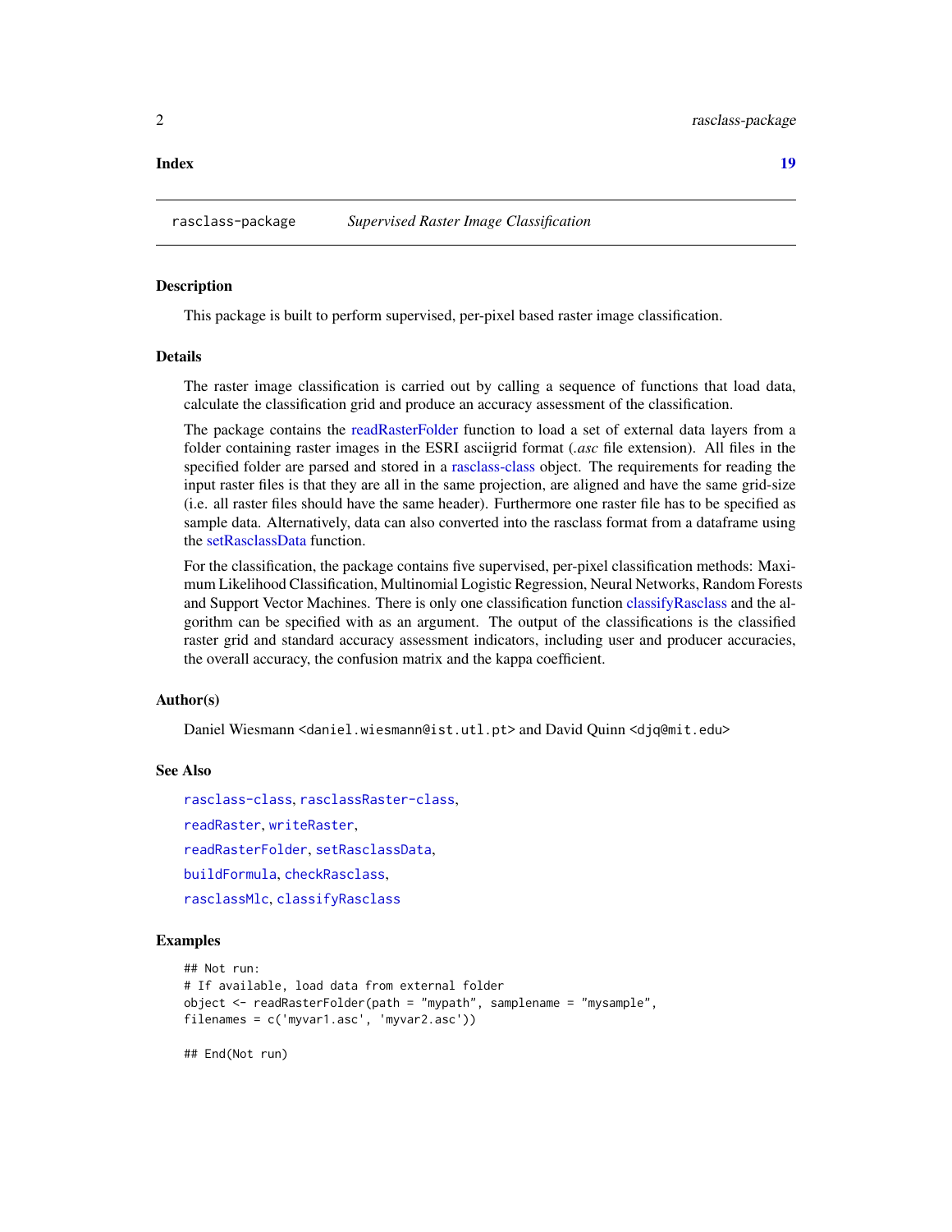**Index** **19**

---

`rasclass-package` *Supervised Raster Image Classification*

---

## Description

This package is built to perform supervised, per-pixel based raster image classification.

## Details

The raster image classification is carried out by calling a sequence of functions that load data, calculate the classification grid and produce an accuracy assessment of the classification.

The package contains the readRasterFolder function to load a set of external data layers from a folder containing raster images in the ESRI asciigrid format (*.asc* file extension). All files in the specified folder are parsed and stored in a rasclass-class object. The requirements for reading the input raster files is that they are all in the same projection, are aligned and have the same grid-size (i.e. all raster files should have the same header). Furthermore one raster file has to be specified as sample data. Alternatively, data can also converted into the rasclass format from a dataframe using the setRasclassData function.

For the classification, the package contains five supervised, per-pixel classification methods: Maximum Likelihood Classification, Multinomial Logistic Regression, Neural Networks, Random Forests and Support Vector Machines. There is only one classification function classifyRasclass and the algorithm can be specified with as an argument. The output of the classifications is the classified raster grid and standard accuracy assessment indicators, including user and producer accuracies, the overall accuracy, the confusion matrix and the kappa coefficient.

## Author(s)

Daniel Wiesmann <daniel.wiesmann@ist.utl.pt> and David Quinn <djq@mit.edu>

## See Also

`rasclass-class`, `rasclassRaster-class`,

`readRaster`, `writeRaster`,

`readRasterFolder`, `setRasclassData`,

`buildFormula`, `checkRasclass`,

`rasclassMlc`, `classifyRasclass`

## Examples

```
## Not run:
# If available, load data from external folder
object <- readRasterFolder(path = "mypath", samplename = "mysample",
filenames = c('myvar1.asc', 'myvar2.asc'))

## End(Not run)
```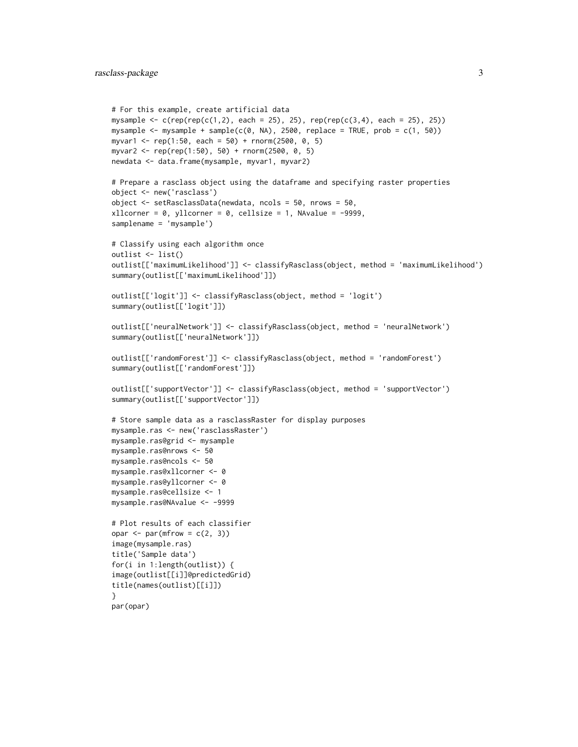```
# For this example, create artificial data
mysample <- c(rep(rep(c(1,2), each = 25), 25), rep(rep(c(3,4), each = 25), 25))
mysample <- mysample + sample(c(0, NA), 2500, replace = TRUE, prob = c(1, 50))
myvar1 <- rep(1:50, each = 50) + rnorm(2500, 0, 5)
myvar2 <- rep(rep(1:50), 50) + rnorm(2500, 0, 5)
newdata <- data.frame(mysample, myvar1, myvar2)

# Prepare a rasclass object using the dataframe and specifying raster properties
object <- new('rasclass')
object <- setRasclassData(newdata, ncols = 50, nrows = 50,
xllcorner = 0, yllcorner = 0, cellsize = 1, NAvalue = -9999,
samplename = 'mysample')

# Classify using each algorithm once
outlist <- list()
outlist[['maximumLikelihood']] <- classifyRasclass(object, method = 'maximumLikelihood')
summary(outlist[['maximumLikelihood']])

outlist[['logit']] <- classifyRasclass(object, method = 'logit')
summary(outlist[['logit']])

outlist[['neuralNetwork']] <- classifyRasclass(object, method = 'neuralNetwork')
summary(outlist[['neuralNetwork']])

outlist[['randomForest']] <- classifyRasclass(object, method = 'randomForest')
summary(outlist[['randomForest']])

outlist[['supportVector']] <- classifyRasclass(object, method = 'supportVector')
summary(outlist[['supportVector']])

# Store sample data as a rasclassRaster for display purposes
mysample.ras <- new('rasclassRaster')
mysample.ras@grid <- mysample
mysample.ras@nrows <- 50
mysample.ras@ncols <- 50
mysample.ras@xllcorner <- 0
mysample.ras@yllcorner <- 0
mysample.ras@cellsize <- 1
mysample.ras@NAvalue <- -9999

# Plot results of each classifier
opar <- par(mfrow = c(2, 3))
image(mysample.ras)
title('Sample data')
for(i in 1:length(outlist)) {
image(outlist[[i]]@predictedGrid)
title(names(outlist)[[i]])
}
par(opar)
```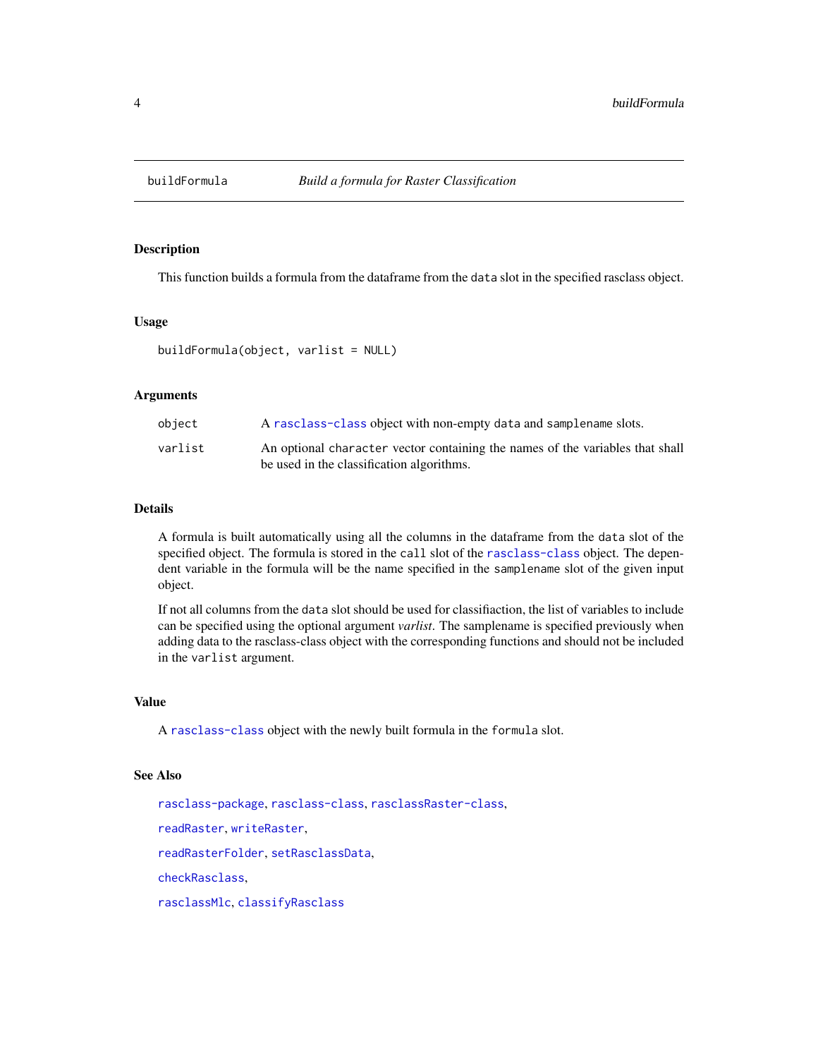# buildFormula — *Build a formula for Raster Classification*

## Description

This function builds a formula from the dataframe from the `data` slot in the specified rasclass object.

## Usage

```
buildFormula(object, varlist = NULL)
```

## Arguments

| | |
|---|---|
| `object` | A `rasclass-class` object with non-empty `data` and `samplename` slots. |
| `varlist` | An optional `character` vector containing the names of the variables that shall be used in the classification algorithms. |

## Details

A formula is built automatically using all the columns in the dataframe from the `data` slot of the specified object. The formula is stored in the `call` slot of the `rasclass-class` object. The dependent variable in the formula will be the name specified in the `samplename` slot of the given input object.

If not all columns from the `data` slot should be used for classifiaction, the list of variables to include can be specified using the optional argument *varlist*. The samplename is specified previously when adding data to the rasclass-class object with the corresponding functions and should not be included in the `varlist` argument.

## Value

A `rasclass-class` object with the newly built formula in the `formula` slot.

## See Also

`rasclass-package`, `rasclass-class`, `rasclassRaster-class`,

`readRaster`, `writeRaster`,

`readRasterFolder`, `setRasclassData`,

`checkRasclass`,

`rasclassMlc`, `classifyRasclass`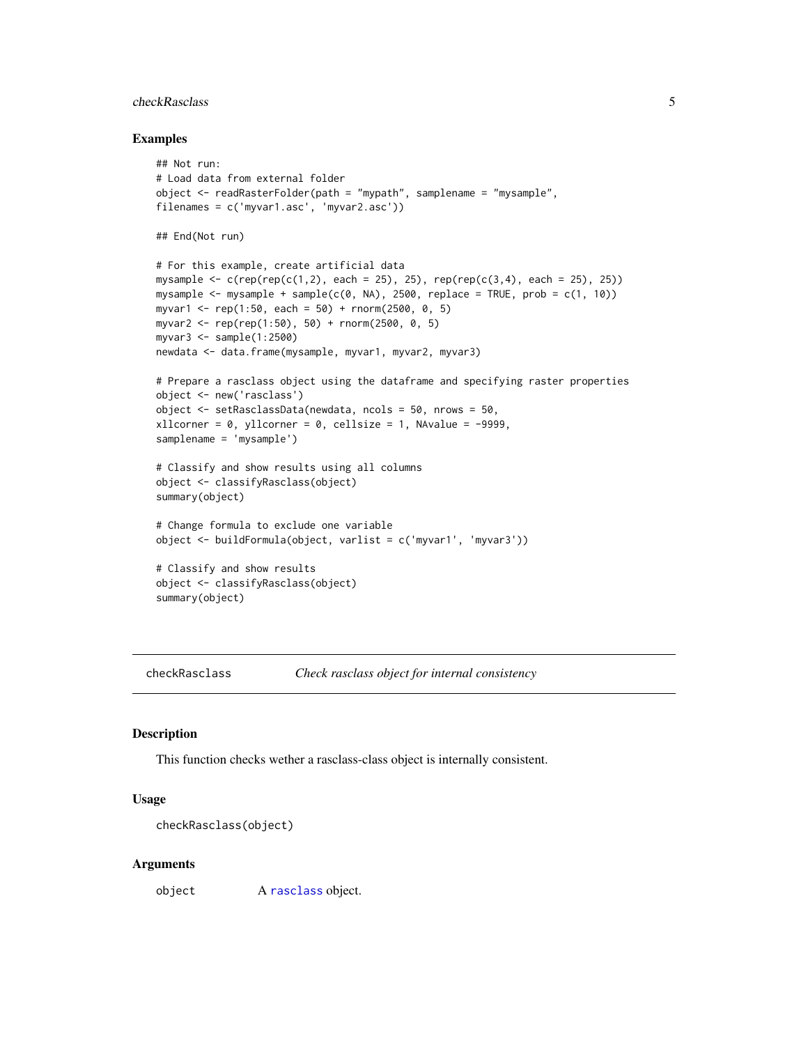### Examples

```
## Not run:
# Load data from external folder
object <- readRasterFolder(path = "mypath", samplename = "mysample",
filenames = c('myvar1.asc', 'myvar2.asc'))

## End(Not run)

# For this example, create artificial data
mysample <- c(rep(rep(c(1,2), each = 25), 25), rep(rep(c(3,4), each = 25), 25))
mysample <- mysample + sample(c(0, NA), 2500, replace = TRUE, prob = c(1, 10))
myvar1 <- rep(1:50, each = 50) + rnorm(2500, 0, 5)
myvar2 <- rep(rep(1:50), 50) + rnorm(2500, 0, 5)
myvar3 <- sample(1:2500)
newdata <- data.frame(mysample, myvar1, myvar2, myvar3)

# Prepare a rasclass object using the dataframe and specifying raster properties
object <- new('rasclass')
object <- setRasclassData(newdata, ncols = 50, nrows = 50,
xllcorner = 0, yllcorner = 0, cellsize = 1, NAvalue = -9999,
samplename = 'mysample')

# Classify and show results using all columns
object <- classifyRasclass(object)
summary(object)

# Change formula to exclude one variable
object <- buildFormula(object, varlist = c('myvar1', 'myvar3'))

# Classify and show results
object <- classifyRasclass(object)
summary(object)
```

---

## checkRasclass — *Check rasclass object for internal consistency*

---

### Description

This function checks wether a rasclass-class object is internally consistent.

### Usage

```
checkRasclass(object)
```

### Arguments

| | |
|---|---|
| `object` | A `rasclass` object. |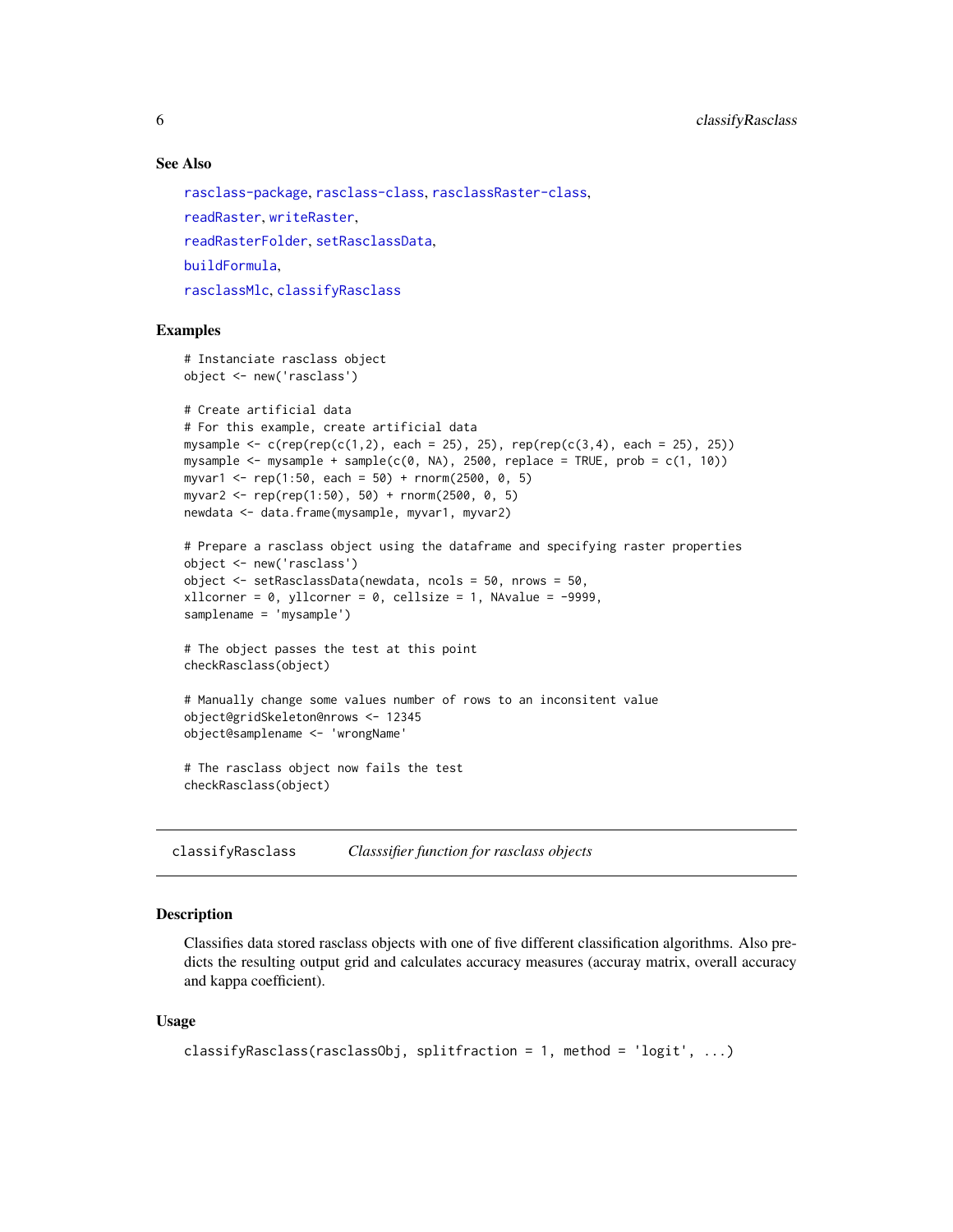### See Also

rasclass-package, rasclass-class, rasclassRaster-class,

readRaster, writeRaster,

readRasterFolder, setRasclassData,

buildFormula,

rasclassMlc, classifyRasclass

### Examples

```
# Instanciate rasclass object
object <- new('rasclass')

# Create artificial data
# For this example, create artificial data
mysample <- c(rep(rep(c(1,2), each = 25), 25), rep(rep(c(3,4), each = 25), 25))
mysample <- mysample + sample(c(0, NA), 2500, replace = TRUE, prob = c(1, 10))
myvar1 <- rep(1:50, each = 50) + rnorm(2500, 0, 5)
myvar2 <- rep(rep(1:50), 50) + rnorm(2500, 0, 5)
newdata <- data.frame(mysample, myvar1, myvar2)

# Prepare a rasclass object using the dataframe and specifying raster properties
object <- new('rasclass')
object <- setRasclassData(newdata, ncols = 50, nrows = 50,
xllcorner = 0, yllcorner = 0, cellsize = 1, NAvalue = -9999,
samplename = 'mysample')

# The object passes the test at this point
checkRasclass(object)

# Manually change some values number of rows to an inconsitent value
object@gridSkeleton@nrows <- 12345
object@samplename <- 'wrongName'

# The rasclass object now fails the test
checkRasclass(object)
```

---

## classifyRasclass    *Classsifier function for rasclass objects*

---

### Description

Classifies data stored rasclass objects with one of five different classification algorithms. Also predicts the resulting output grid and calculates accuracy measures (accuray matrix, overall accuracy and kappa coefficient).

### Usage

```
classifyRasclass(rasclassObj, splitfraction = 1, method = 'logit', ...)
```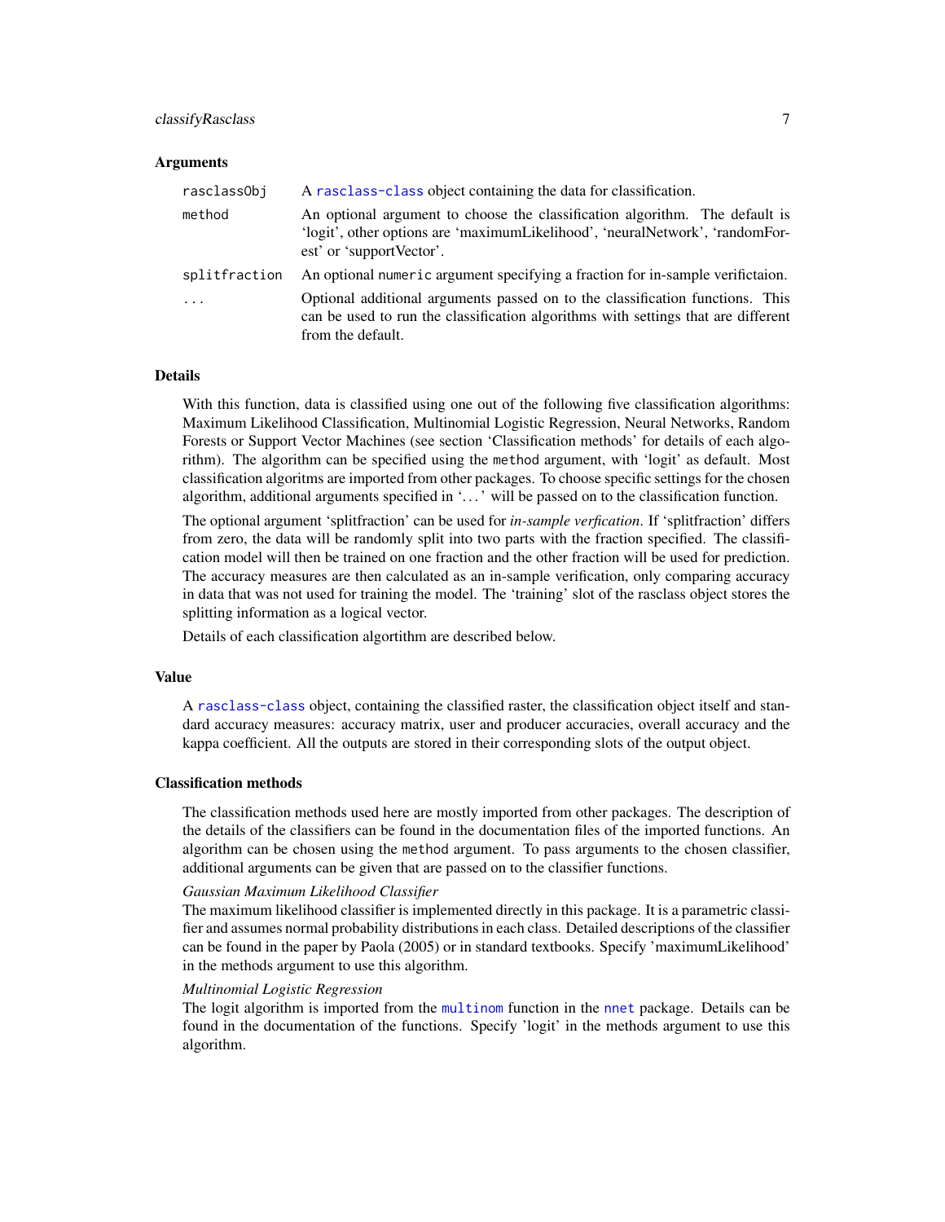### Arguments

| | |
|---|---|
| rasclassObj | A rasclass-class object containing the data for classification. |
| method | An optional argument to choose the classification algorithm. The default is 'logit', other options are 'maximumLikelihood', 'neuralNetwork', 'randomForest' or 'supportVector'. |
| splitfraction | An optional numeric argument specifying a fraction for in-sample verifictaion. |
| ... | Optional additional arguments passed on to the classification functions. This can be used to run the classification algorithms with settings that are different from the default. |

### Details

With this function, data is classified using one out of the following five classification algorithms: Maximum Likelihood Classification, Multinomial Logistic Regression, Neural Networks, Random Forests or Support Vector Machines (see section 'Classification methods' for details of each algorithm). The algorithm can be specified using the method argument, with 'logit' as default. Most classification algoritms are imported from other packages. To choose specific settings for the chosen algorithm, additional arguments specified in '...' will be passed on to the classification function.

The optional argument 'splitfraction' can be used for *in-sample verfication*. If 'splitfraction' differs from zero, the data will be randomly split into two parts with the fraction specified. The classification model will then be trained on one fraction and the other fraction will be used for prediction. The accuracy measures are then calculated as an in-sample verification, only comparing accuracy in data that was not used for training the model. The 'training' slot of the rasclass object stores the splitting information as a logical vector.

Details of each classification algortithm are described below.

### Value

A rasclass-class object, containing the classified raster, the classification object itself and standard accuracy measures: accuracy matrix, user and producer accuracies, overall accuracy and the kappa coefficient. All the outputs are stored in their corresponding slots of the output object.

### Classification methods

The classification methods used here are mostly imported from other packages. The description of the details of the classifiers can be found in the documentation files of the imported functions. An algorithm can be chosen using the method argument. To pass arguments to the chosen classifier, additional arguments can be given that are passed on to the classifier functions.

*Gaussian Maximum Likelihood Classifier*
The maximum likelihood classifier is implemented directly in this package. It is a parametric classifier and assumes normal probability distributions in each class. Detailed descriptions of the classifier can be found in the paper by Paola (2005) or in standard textbooks. Specify 'maximumLikelihood' in the methods argument to use this algorithm.

*Multinomial Logistic Regression*
The logit algorithm is imported from the multinom function in the nnet package. Details can be found in the documentation of the functions. Specify 'logit' in the methods argument to use this algorithm.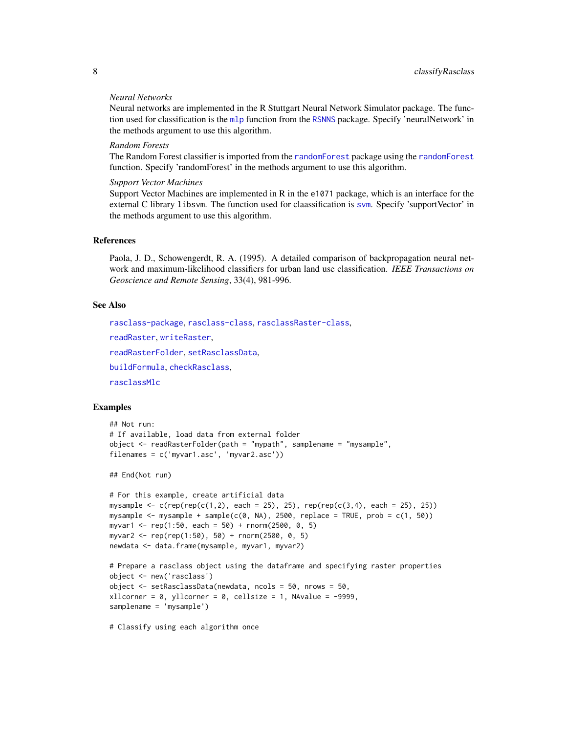*Neural Networks*

Neural networks are implemented in the R Stuttgart Neural Network Simulator package. The function used for classification is the `mlp` function from the `RSNNS` package. Specify 'neuralNetwork' in the methods argument to use this algorithm.

*Random Forests*

The Random Forest classifier is imported from the `randomForest` package using the `randomForest` function. Specify 'randomForest' in the methods argument to use this algorithm.

*Support Vector Machines*

Support Vector Machines are implemented in R in the `e1071` package, which is an interface for the external C library `libsvm`. The function used for claassification is `svm`. Specify 'supportVector' in the methods argument to use this algorithm.

## References

Paola, J. D., Schowengerdt, R. A. (1995). A detailed comparison of backpropagation neural network and maximum-likelihood classifiers for urban land use classification. *IEEE Transactions on Geoscience and Remote Sensing*, 33(4), 981-996.

## See Also

`rasclass-package`, `rasclass-class`, `rasclassRaster-class`,

`readRaster`, `writeRaster`,

`readRasterFolder`, `setRasclassData`,

`buildFormula`, `checkRasclass`,

`rasclassMlc`

## Examples

```
## Not run:
# If available, load data from external folder
object <- readRasterFolder(path = "mypath", samplename = "mysample",
filenames = c('myvar1.asc', 'myvar2.asc'))

## End(Not run)

# For this example, create artificial data
mysample <- c(rep(rep(c(1,2), each = 25), 25), rep(rep(c(3,4), each = 25), 25))
mysample <- mysample + sample(c(0, NA), 2500, replace = TRUE, prob = c(1, 50))
myvar1 <- rep(1:50, each = 50) + rnorm(2500, 0, 5)
myvar2 <- rep(rep(1:50), 50) + rnorm(2500, 0, 5)
newdata <- data.frame(mysample, myvar1, myvar2)

# Prepare a rasclass object using the dataframe and specifying raster properties
object <- new('rasclass')
object <- setRasclassData(newdata, ncols = 50, nrows = 50,
xllcorner = 0, yllcorner = 0, cellsize = 1, NAvalue = -9999,
samplename = 'mysample')

# Classify using each algorithm once
```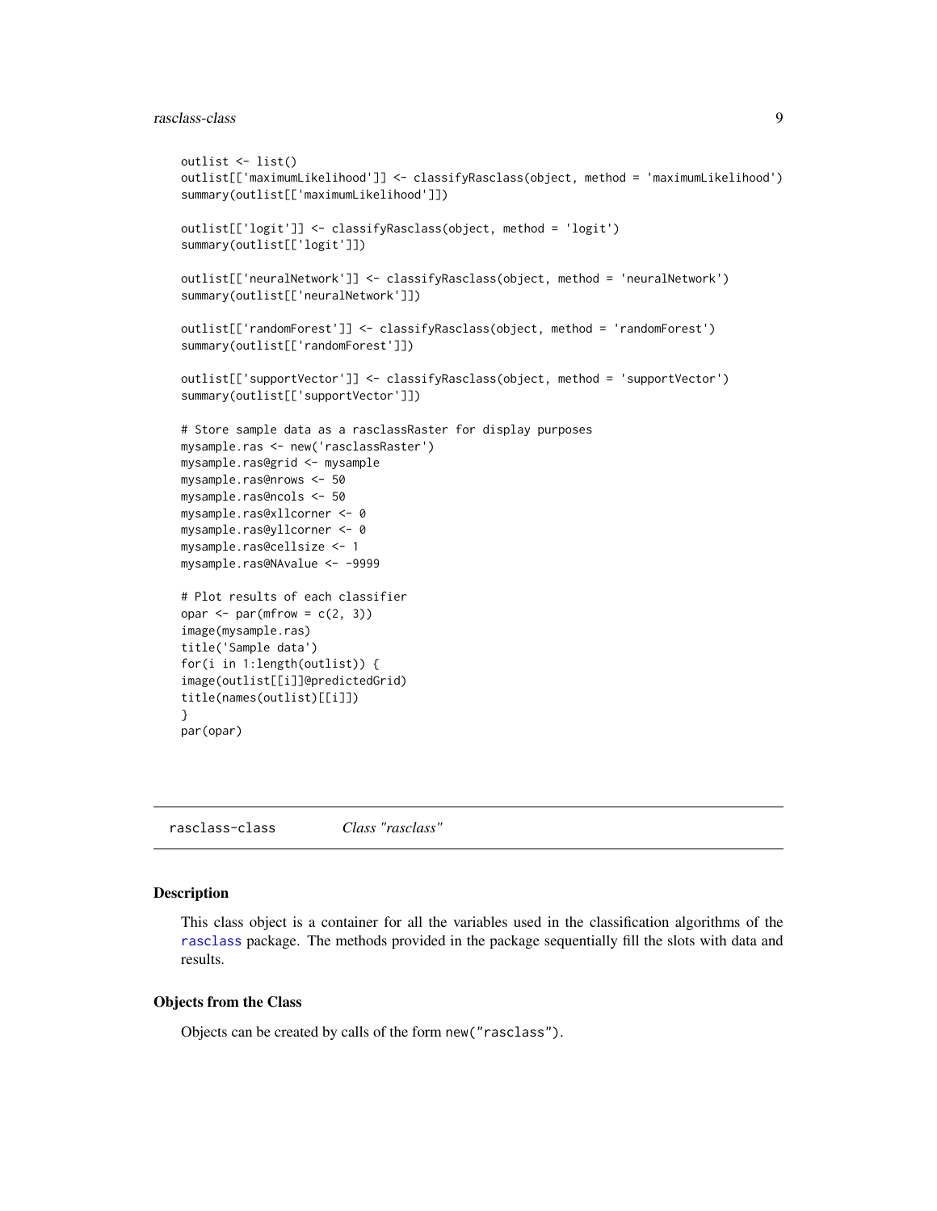```
outlist <- list()
outlist[['maximumLikelihood']] <- classifyRasclass(object, method = 'maximumLikelihood')
summary(outlist[['maximumLikelihood']])

outlist[['logit']] <- classifyRasclass(object, method = 'logit')
summary(outlist[['logit']])

outlist[['neuralNetwork']] <- classifyRasclass(object, method = 'neuralNetwork')
summary(outlist[['neuralNetwork']])

outlist[['randomForest']] <- classifyRasclass(object, method = 'randomForest')
summary(outlist[['randomForest']])

outlist[['supportVector']] <- classifyRasclass(object, method = 'supportVector')
summary(outlist[['supportVector']])

# Store sample data as a rasclassRaster for display purposes
mysample.ras <- new('rasclassRaster')
mysample.ras@grid <- mysample
mysample.ras@nrows <- 50
mysample.ras@ncols <- 50
mysample.ras@xllcorner <- 0
mysample.ras@yllcorner <- 0
mysample.ras@cellsize <- 1
mysample.ras@NAvalue <- -9999

# Plot results of each classifier
opar <- par(mfrow = c(2, 3))
image(mysample.ras)
title('Sample data')
for(i in 1:length(outlist)) {
image(outlist[[i]]@predictedGrid)
title(names(outlist)[[i]])
}
par(opar)
```

---

`rasclass-class` *Class "rasclass"*

---

## Description

This class object is a container for all the variables used in the classification algorithms of the rasclass package. The methods provided in the package sequentially fill the slots with data and results.

## Objects from the Class

Objects can be created by calls of the form `new("rasclass")`.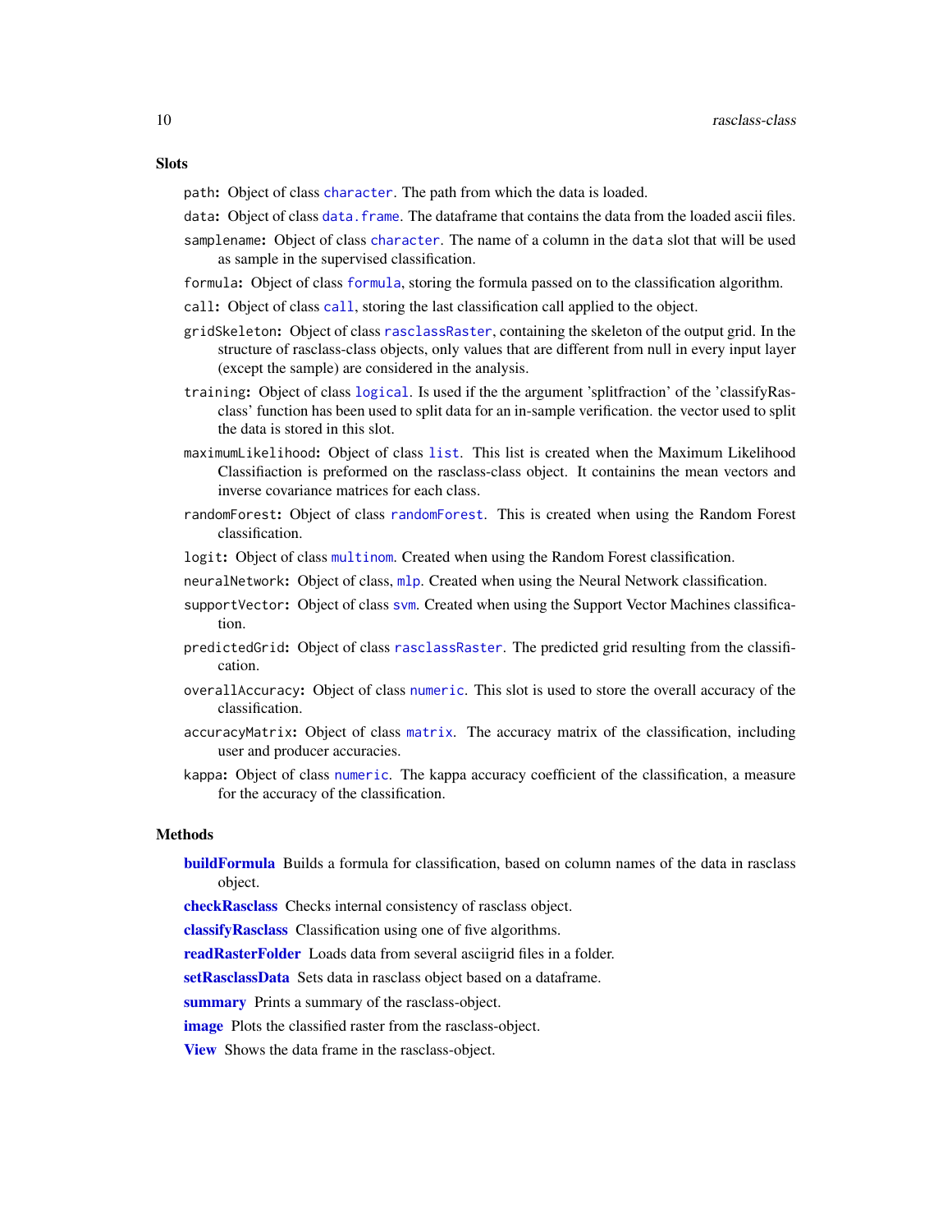### Slots

`path`: Object of class `character`. The path from which the data is loaded.

`data`: Object of class `data.frame`. The dataframe that contains the data from the loaded ascii files.

`samplename`: Object of class `character`. The name of a column in the `data` slot that will be used as sample in the supervised classification.

`formula`: Object of class `formula`, storing the formula passed on to the classification algorithm.

`call`: Object of class `call`, storing the last classification call applied to the object.

`gridSkeleton`: Object of class `rasclassRaster`, containing the skeleton of the output grid. In the structure of rasclass-class objects, only values that are different from null in every input layer (except the sample) are considered in the analysis.

`training`: Object of class `logical`. Is used if the the argument 'splitfraction' of the 'classifyRasclass' function has been used to split data for an in-sample verification. the vector used to split the data is stored in this slot.

`maximumLikelihood`: Object of class `list`. This list is created when the Maximum Likelihood Classifiaction is preformed on the rasclass-class object. It containins the mean vectors and inverse covariance matrices for each class.

`randomForest`: Object of class `randomForest`. This is created when using the Random Forest classification.

`logit`: Object of class `multinom`. Created when using the Random Forest classification.

`neuralNetwork`: Object of class, `mlp`. Created when using the Neural Network classification.

`supportVector`: Object of class `svm`. Created when using the Support Vector Machines classification.

`predictedGrid`: Object of class `rasclassRaster`. The predicted grid resulting from the classification.

`overallAccuracy`: Object of class `numeric`. This slot is used to store the overall accuracy of the classification.

`accuracyMatrix`: Object of class `matrix`. The accuracy matrix of the classification, including user and producer accuracies.

`kappa`: Object of class `numeric`. The kappa accuracy coefficient of the classification, a measure for the accuracy of the classification.

### Methods

**buildFormula** Builds a formula for classification, based on column names of the data in rasclass object.

**checkRasclass** Checks internal consistency of rasclass object.

**classifyRasclass** Classification using one of five algorithms.

**readRasterFolder** Loads data from several asciigrid files in a folder.

**setRasclassData** Sets data in rasclass object based on a dataframe.

**summary** Prints a summary of the rasclass-object.

**image** Plots the classified raster from the rasclass-object.

**View** Shows the data frame in the rasclass-object.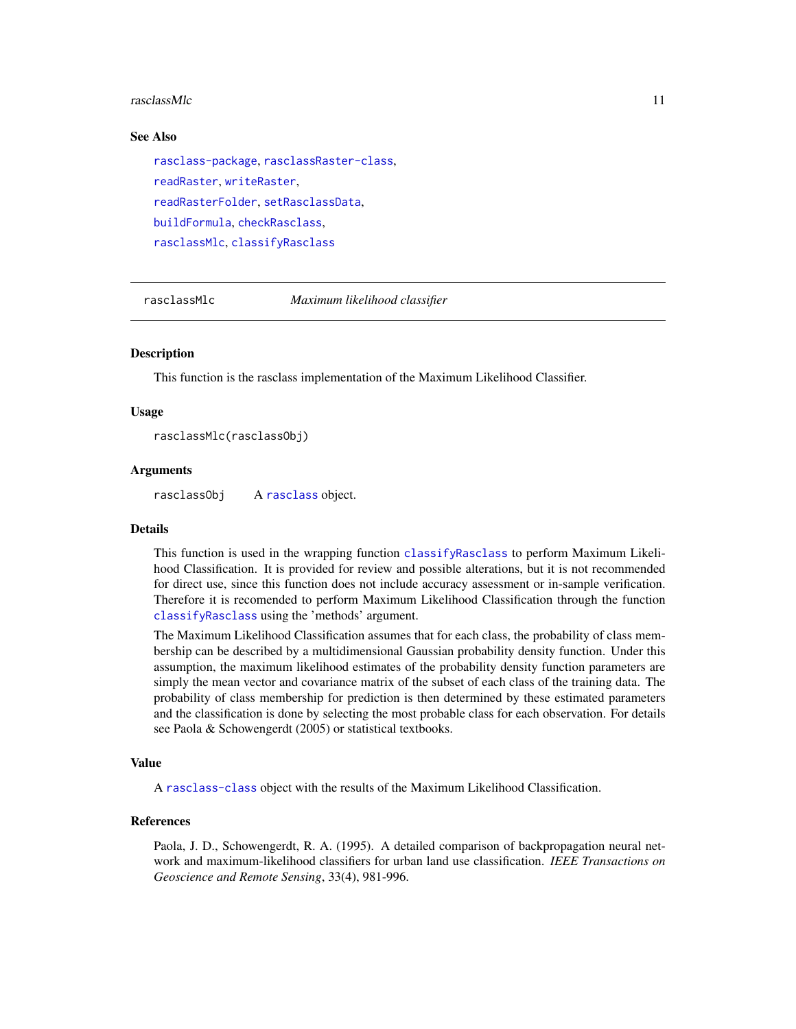### See Also

rasclass-package, rasclassRaster-class,
readRaster, writeRaster,
readRasterFolder, setRasclassData,
buildFormula, checkRasclass,
rasclassMlc, classifyRasclass

---

## rasclassMlc *Maximum likelihood classifier*

---

### Description

This function is the rasclass implementation of the Maximum Likelihood Classifier.

### Usage

```
rasclassMlc(rasclassObj)
```

### Arguments

| | |
|---|---|
| rasclassObj | A rasclass object. |

### Details

This function is used in the wrapping function classifyRasclass to perform Maximum Likelihood Classification. It is provided for review and possible alterations, but it is not recommended for direct use, since this function does not include accuracy assessment or in-sample verification. Therefore it is recomended to perform Maximum Likelihood Classification through the function classifyRasclass using the 'methods' argument.

The Maximum Likelihood Classification assumes that for each class, the probability of class membership can be described by a multidimensional Gaussian probability density function. Under this assumption, the maximum likelihood estimates of the probability density function parameters are simply the mean vector and covariance matrix of the subset of each class of the training data. The probability of class membership for prediction is then determined by these estimated parameters and the classification is done by selecting the most probable class for each observation. For details see Paola & Schowengerdt (2005) or statistical textbooks.

### Value

A rasclass-class object with the results of the Maximum Likelihood Classification.

### References

Paola, J. D., Schowengerdt, R. A. (1995). A detailed comparison of backpropagation neural network and maximum-likelihood classifiers for urban land use classification. *IEEE Transactions on Geoscience and Remote Sensing*, 33(4), 981-996.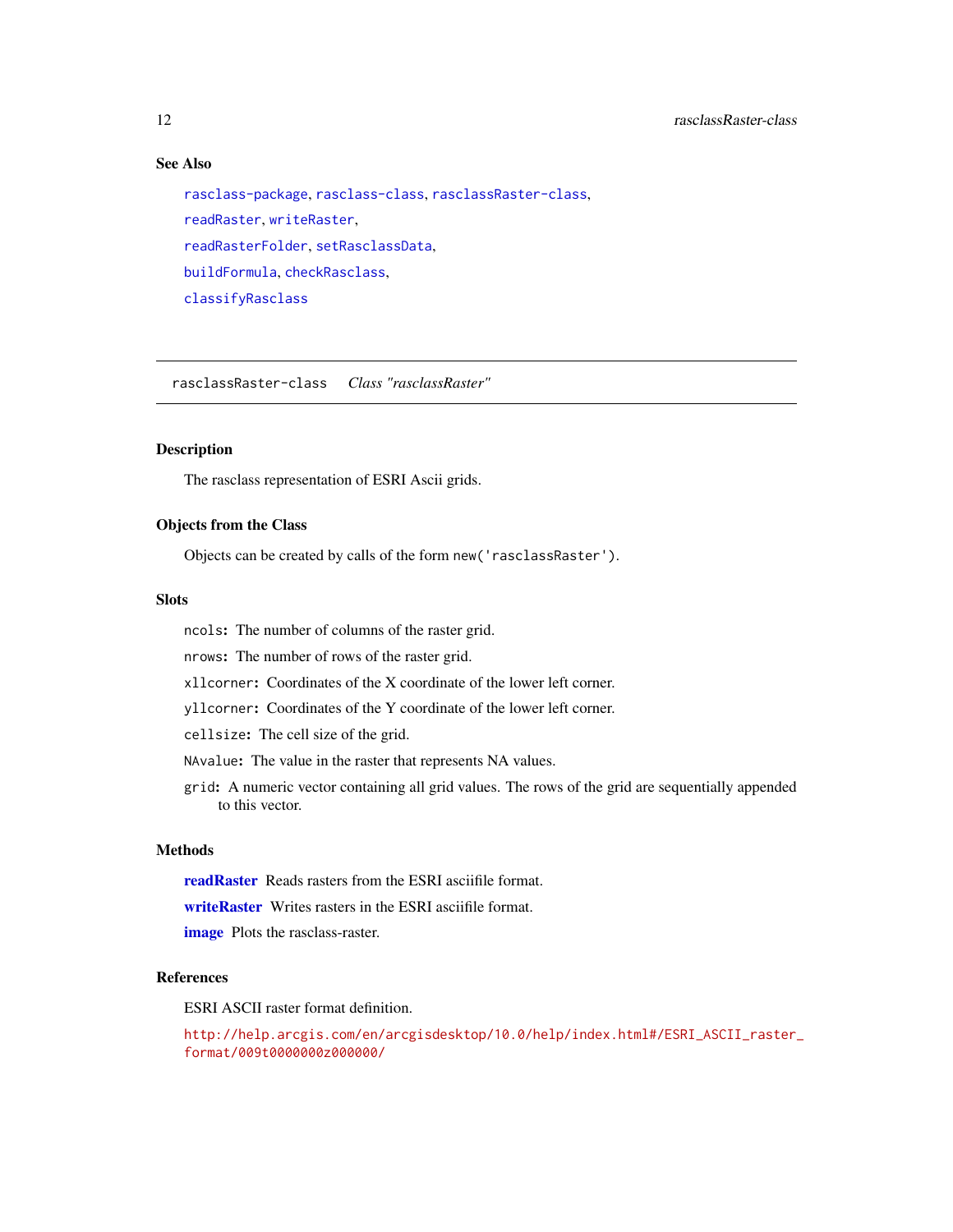### See Also

rasclass-package, rasclass-class, rasclassRaster-class,
readRaster, writeRaster,
readRasterFolder, setRasclassData,
buildFormula, checkRasclass,
classifyRasclass

---

## rasclassRaster-class &nbsp;&nbsp;&nbsp; *Class "rasclassRaster"*

---

### Description

The rasclass representation of ESRI Ascii grids.

### Objects from the Class

Objects can be created by calls of the form `new('rasclassRaster')`.

### Slots

`ncols`**:** The number of columns of the raster grid.

`nrows`**:** The number of rows of the raster grid.

`xllcorner`**:** Coordinates of the X coordinate of the lower left corner.

`yllcorner`**:** Coordinates of the Y coordinate of the lower left corner.

`cellsize`**:** The cell size of the grid.

`NAvalue`**:** The value in the raster that represents NA values.

`grid`**:** A numeric vector containing all grid values. The rows of the grid are sequentially appended to this vector.

### Methods

**readRaster** Reads rasters from the ESRI asciifile format.

**writeRaster** Writes rasters in the ESRI asciifile format.

**image** Plots the rasclass-raster.

### References

ESRI ASCII raster format definition.

http://help.arcgis.com/en/arcgisdesktop/10.0/help/index.html#/ESRI_ASCII_raster_format/009t0000000z000000/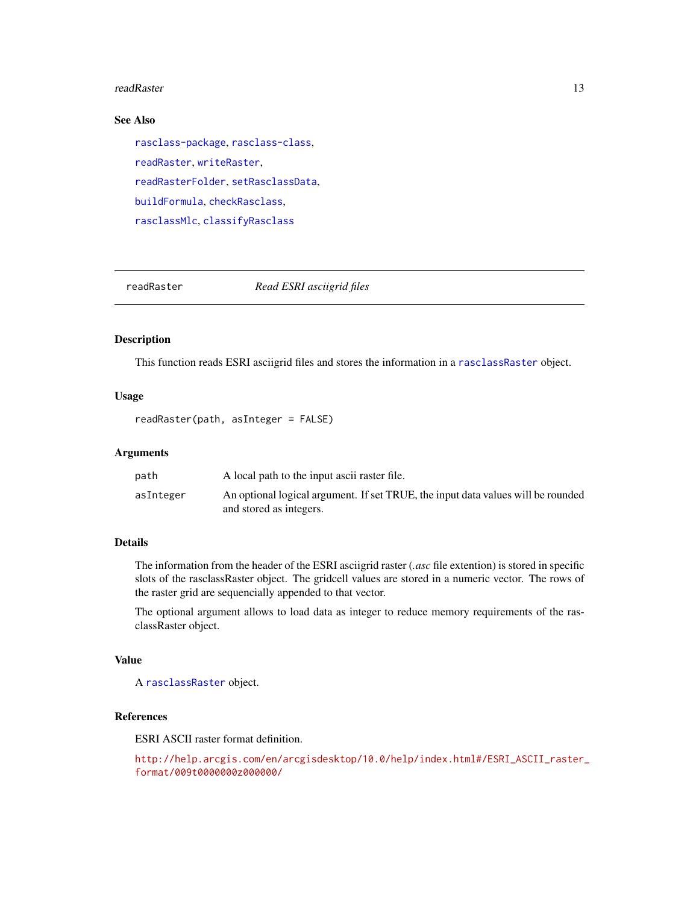### See Also

rasclass-package, rasclass-class,
readRaster, writeRaster,
readRasterFolder, setRasclassData,
buildFormula, checkRasclass,
rasclassMlc, classifyRasclass

---

## readRaster *Read ESRI asciigrid files*

---

### Description

This function reads ESRI asciigrid files and stores the information in a rasclassRaster object.

### Usage

```
readRaster(path, asInteger = FALSE)
```

### Arguments

| | |
|---|---|
| path | A local path to the input ascii raster file. |
| asInteger | An optional logical argument. If set TRUE, the input data values will be rounded and stored as integers. |

### Details

The information from the header of the ESRI asciigrid raster (*.asc* file extention) is stored in specific slots of the rasclassRaster object. The gridcell values are stored in a numeric vector. The rows of the raster grid are sequencially appended to that vector.

The optional argument allows to load data as integer to reduce memory requirements of the rasclassRaster object.

### Value

A rasclassRaster object.

### References

ESRI ASCII raster format definition.

http://help.arcgis.com/en/arcgisdesktop/10.0/help/index.html#/ESRI_ASCII_raster_format/009t0000000z000000/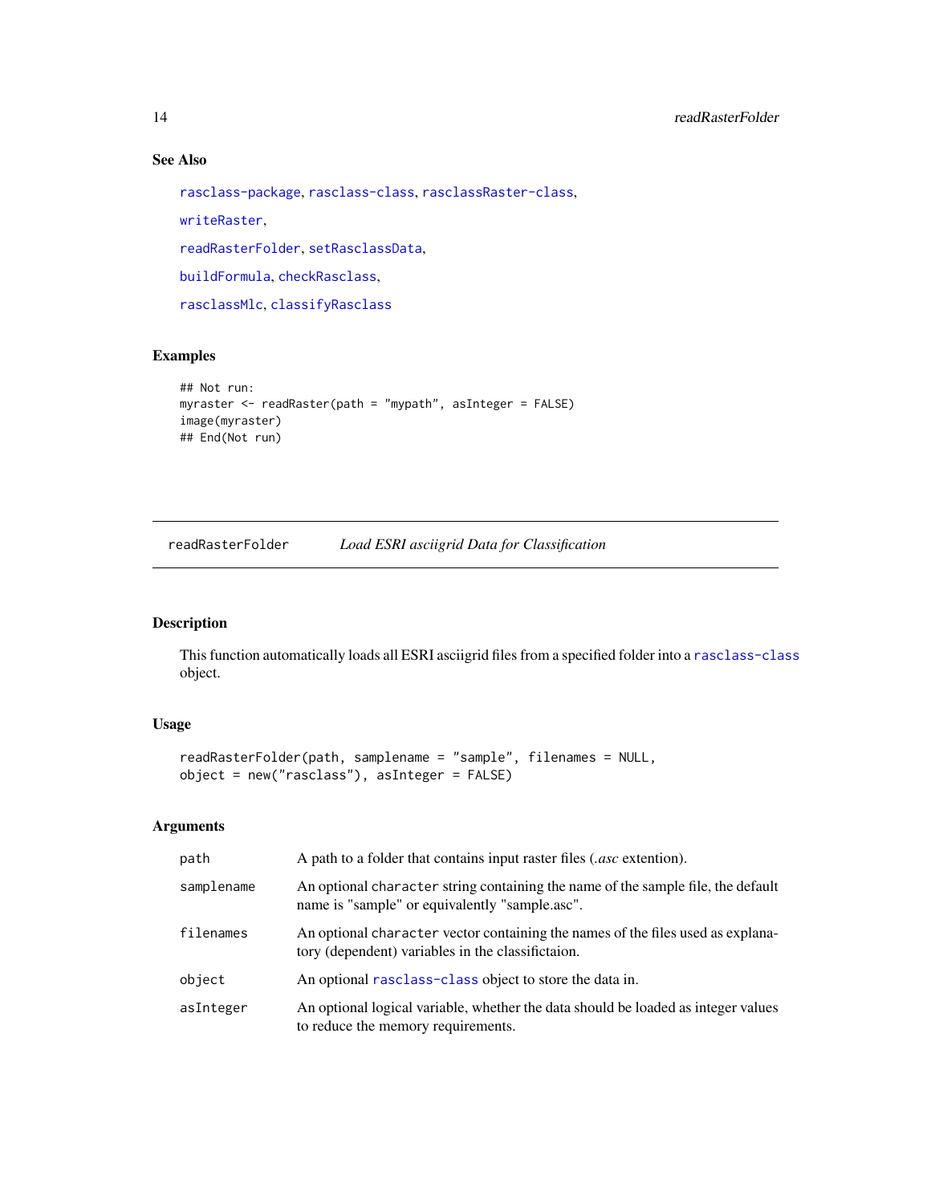### See Also

rasclass-package, rasclass-class, rasclassRaster-class,

writeRaster,

readRasterFolder, setRasclassData,

buildFormula, checkRasclass,

rasclassMlc, classifyRasclass

### Examples

```
## Not run:
myraster <- readRaster(path = "mypath", asInteger = FALSE)
image(myraster)
## End(Not run)
```

---

## readRasterFolder    *Load ESRI asciigrid Data for Classification*

---

### Description

This function automatically loads all ESRI asciigrid files from a specified folder into a rasclass-class object.

### Usage

```
readRasterFolder(path, samplename = "sample", filenames = NULL,
object = new("rasclass"), asInteger = FALSE)
```

### Arguments

| | |
|---|---|
| path | A path to a folder that contains input raster files (*.asc* extention). |
| samplename | An optional `character` string containing the name of the sample file, the default name is "sample" or equivalently "sample.asc". |
| filenames | An optional `character` vector containing the names of the files used as explanatory (dependent) variables in the classifictaion. |
| object | An optional rasclass-class object to store the data in. |
| asInteger | An optional logical variable, whether the data should be loaded as integer values to reduce the memory requirements. |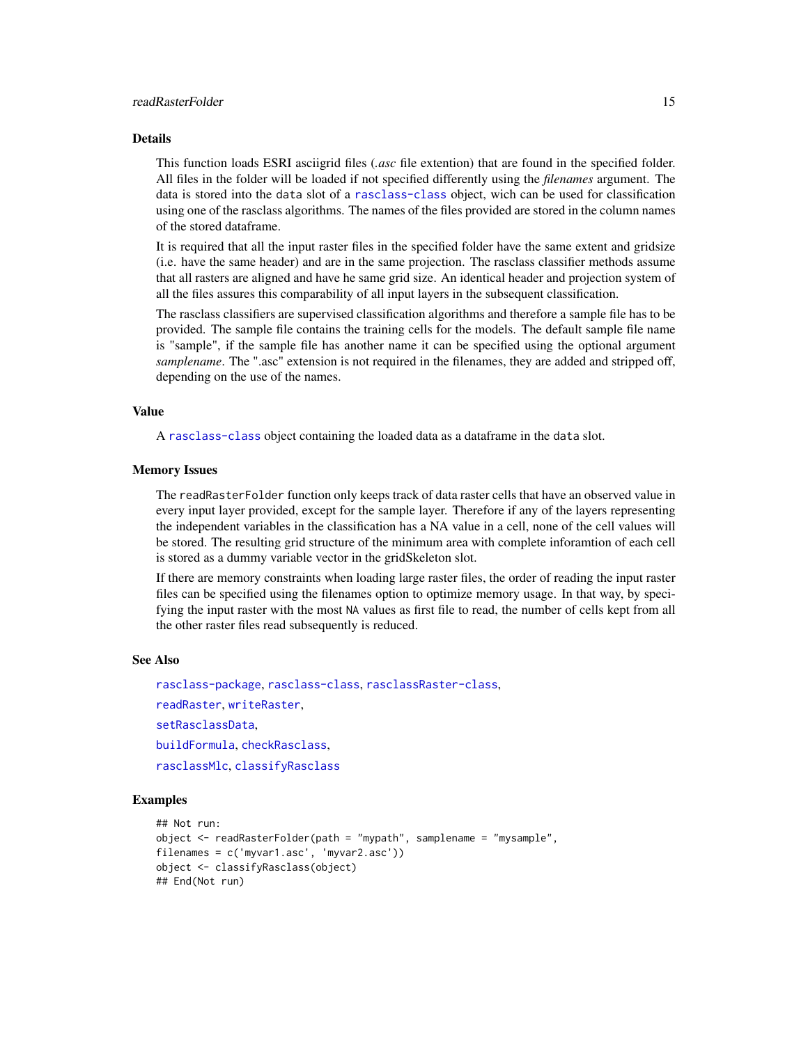## Details

This function loads ESRI asciigrid files (*.asc* file extention) that are found in the specified folder. All files in the folder will be loaded if not specified differently using the *filenames* argument. The data is stored into the `data` slot of a `rasclass-class` object, wich can be used for classification using one of the rasclass algorithms. The names of the files provided are stored in the column names of the stored dataframe.

It is required that all the input raster files in the specified folder have the same extent and gridsize (i.e. have the same header) and are in the same projection. The rasclass classifier methods assume that all rasters are aligned and have he same grid size. An identical header and projection system of all the files assures this comparability of all input layers in the subsequent classification.

The rasclass classifiers are supervised classification algorithms and therefore a sample file has to be provided. The sample file contains the training cells for the models. The default sample file name is "sample", if the sample file has another name it can be specified using the optional argument *samplename*. The ".asc" extension is not required in the filenames, they are added and stripped off, depending on the use of the names.

## Value

A `rasclass-class` object containing the loaded data as a dataframe in the `data` slot.

## Memory Issues

The `readRasterFolder` function only keeps track of data raster cells that have an observed value in every input layer provided, except for the sample layer. Therefore if any of the layers representing the independent variables in the classification has a NA value in a cell, none of the cell values will be stored. The resulting grid structure of the minimum area with complete inforamtion of each cell is stored as a dummy variable vector in the gridSkeleton slot.

If there are memory constraints when loading large raster files, the order of reading the input raster files can be specified using the filenames option to optimize memory usage. In that way, by specifying the input raster with the most `NA` values as first file to read, the number of cells kept from all the other raster files read subsequently is reduced.

## See Also

`rasclass-package`, `rasclass-class`, `rasclassRaster-class`,

`readRaster`, `writeRaster`,

`setRasclassData`,

`buildFormula`, `checkRasclass`,

`rasclassMlc`, `classifyRasclass`

## Examples

```
## Not run:
object <- readRasterFolder(path = "mypath", samplename = "mysample",
filenames = c('myvar1.asc', 'myvar2.asc'))
object <- classifyRasclass(object)
## End(Not run)
```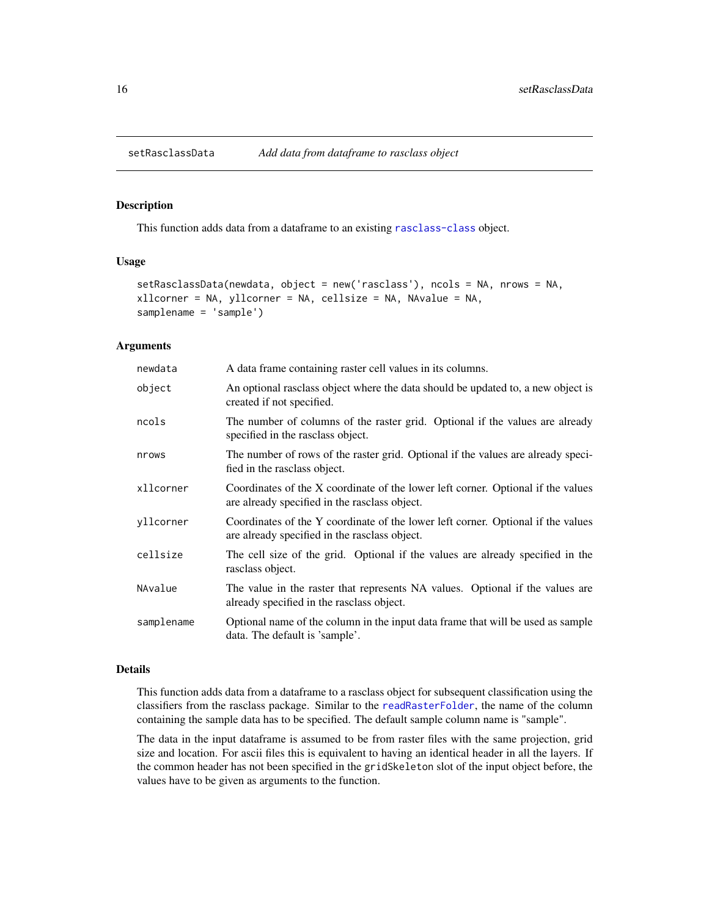setRasclassData *Add data from dataframe to rasclass object*

## Description

This function adds data from a dataframe to an existing rasclass-class object.

## Usage

```
setRasclassData(newdata, object = new('rasclass'), ncols = NA, nrows = NA,
xllcorner = NA, yllcorner = NA, cellsize = NA, NAvalue = NA,
samplename = 'sample')
```

## Arguments

| | |
|---|---|
| newdata | A data frame containing raster cell values in its columns. |
| object | An optional rasclass object where the data should be updated to, a new object is created if not specified. |
| ncols | The number of columns of the raster grid. Optional if the values are already specified in the rasclass object. |
| nrows | The number of rows of the raster grid. Optional if the values are already specified in the rasclass object. |
| xllcorner | Coordinates of the X coordinate of the lower left corner. Optional if the values are already specified in the rasclass object. |
| yllcorner | Coordinates of the Y coordinate of the lower left corner. Optional if the values are already specified in the rasclass object. |
| cellsize | The cell size of the grid. Optional if the values are already specified in the rasclass object. |
| NAvalue | The value in the raster that represents NA values. Optional if the values are already specified in the rasclass object. |
| samplename | Optional name of the column in the input data frame that will be used as sample data. The default is 'sample'. |

## Details

This function adds data from a dataframe to a rasclass object for subsequent classification using the classifiers from the rasclass package. Similar to the readRasterFolder, the name of the column containing the sample data has to be specified. The default sample column name is "sample".

The data in the input dataframe is assumed to be from raster files with the same projection, grid size and location. For ascii files this is equivalent to having an identical header in all the layers. If the common header has not been specified in the gridSkeleton slot of the input object before, the values have to be given as arguments to the function.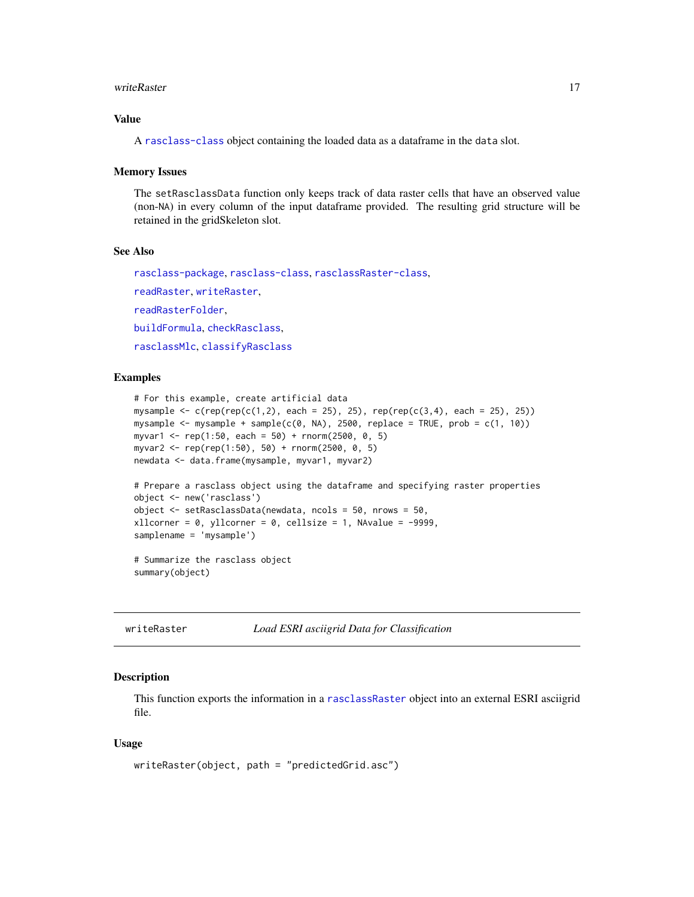## Value

A `rasclass-class` object containing the loaded data as a dataframe in the `data` slot.

## Memory Issues

The `setRasclassData` function only keeps track of data raster cells that have an observed value (non-`NA`) in every column of the input dataframe provided. The resulting grid structure will be retained in the gridSkeleton slot.

## See Also

`rasclass-package`, `rasclass-class`, `rasclassRaster-class`,

`readRaster`, `writeRaster`,

`readRasterFolder`,

`buildFormula`, `checkRasclass`,

`rasclassMlc`, `classifyRasclass`

## Examples

```
# For this example, create artificial data
mysample <- c(rep(rep(c(1,2), each = 25), 25), rep(rep(c(3,4), each = 25), 25))
mysample <- mysample + sample(c(0, NA), 2500, replace = TRUE, prob = c(1, 10))
myvar1 <- rep(1:50, each = 50) + rnorm(2500, 0, 5)
myvar2 <- rep(rep(1:50), 50) + rnorm(2500, 0, 5)
newdata <- data.frame(mysample, myvar1, myvar2)

# Prepare a rasclass object using the dataframe and specifying raster properties
object <- new('rasclass')
object <- setRasclassData(newdata, ncols = 50, nrows = 50,
xllcorner = 0, yllcorner = 0, cellsize = 1, NAvalue = -9999,
samplename = 'mysample')

# Summarize the rasclass object
summary(object)
```

---

# `writeRaster` *Load ESRI asciigrid Data for Classification*

## Description

This function exports the information in a `rasclassRaster` object into an external ESRI asciigrid file.

## Usage

```
writeRaster(object, path = "predictedGrid.asc")
```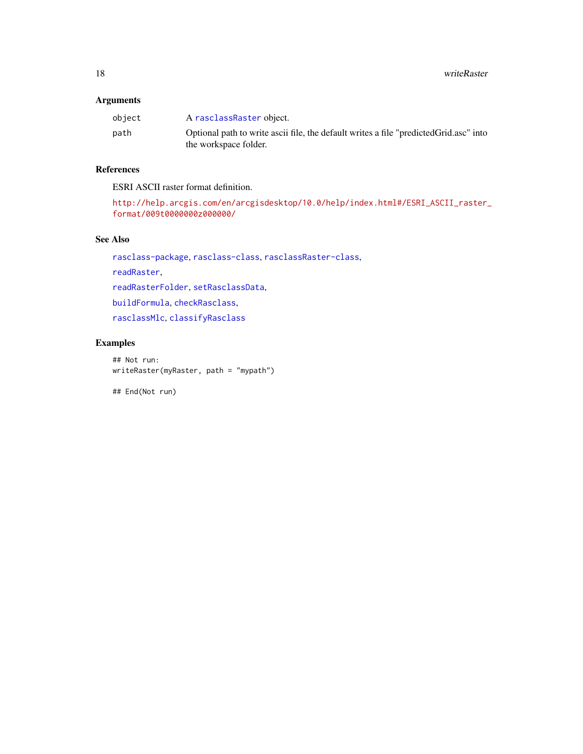## Arguments

| | |
|---|---|
| object | A rasclassRaster object. |
| path | Optional path to write ascii file, the default writes a file "predictedGrid.asc" into the workspace folder. |

## References

ESRI ASCII raster format definition.

http://help.arcgis.com/en/arcgisdesktop/10.0/help/index.html#/ESRI_ASCII_raster_format/009t0000000z000000/

## See Also

rasclass-package, rasclass-class, rasclassRaster-class,
readRaster,
readRasterFolder, setRasclassData,
buildFormula, checkRasclass,
rasclassMlc, classifyRasclass

## Examples

```
## Not run:
writeRaster(myRaster, path = "mypath")

## End(Not run)
```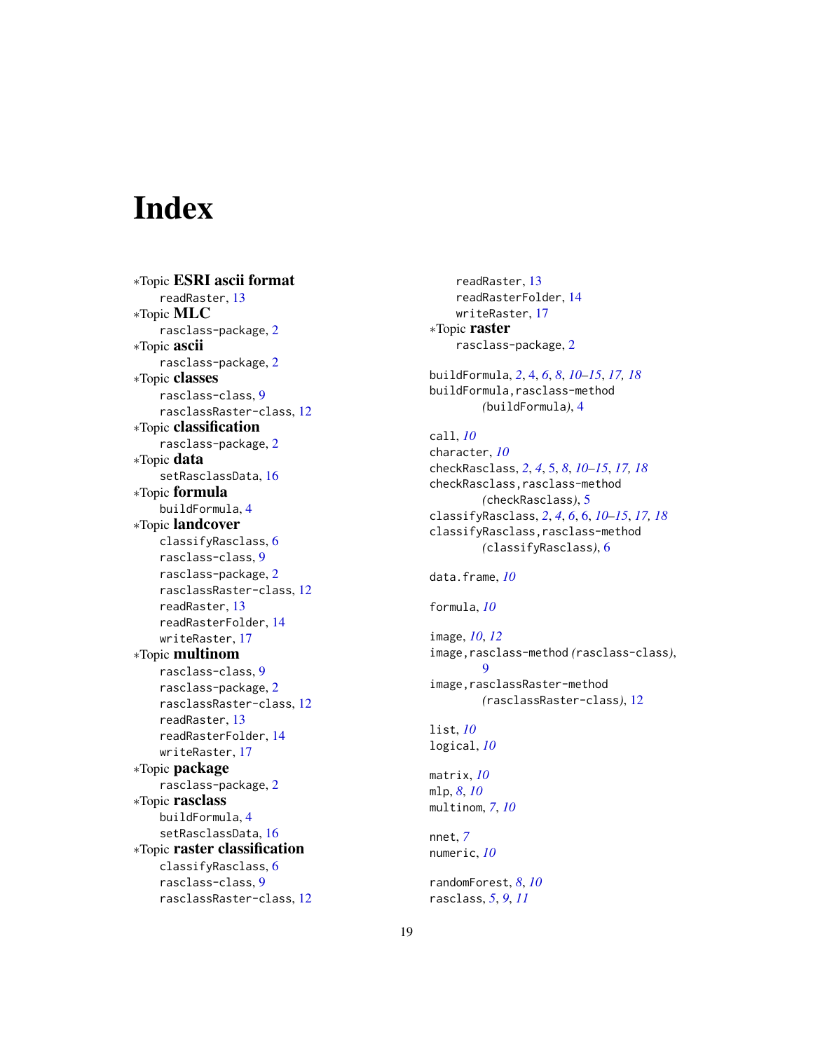# Index

*Topic **ESRI ascii format**
- readRaster, 13

*Topic **MLC**
- rasclass-package, 2

*Topic **ascii**
- rasclass-package, 2

*Topic **classes**
- rasclass-class, 9
- rasclassRaster-class, 12

*Topic **classification**
- rasclass-package, 2

*Topic **data**
- setRasclassData, 16

*Topic **formula**
- buildFormula, 4

*Topic **landcover**
- classifyRasclass, 6
- rasclass-class, 9
- rasclass-package, 2
- rasclassRaster-class, 12
- readRaster, 13
- readRasterFolder, 14
- writeRaster, 17

*Topic **multinom**
- rasclass-class, 9
- rasclass-package, 2
- rasclassRaster-class, 12
- readRaster, 13
- readRasterFolder, 14
- writeRaster, 17

*Topic **package**
- rasclass-package, 2

*Topic **rasclass**
- buildFormula, 4
- setRasclassData, 16

*Topic **raster classification**
- classifyRasclass, 6
- rasclass-class, 9
- rasclassRaster-class, 12
- readRaster, 13
- readRasterFolder, 14
- writeRaster, 17

*Topic **raster**
- rasclass-package, 2

buildFormula, *2*, 4, *6*, *8*, *10–15*, *17*, *18*
buildFormula,rasclass-method *(buildFormula)*, 4

call, *10*
character, *10*
checkRasclass, *2*, *4*, 5, *8*, *10–15*, *17*, *18*
checkRasclass,rasclass-method *(checkRasclass)*, 5
classifyRasclass, *2*, *4*, *6*, 6, *10–15*, *17*, *18*
classifyRasclass,rasclass-method *(classifyRasclass)*, 6

data.frame, *10*

formula, *10*

image, *10*, *12*
image,rasclass-method *(rasclass-class)*, 9
image,rasclassRaster-method *(rasclassRaster-class)*, 12

list, *10*
logical, *10*

matrix, *10*
mlp, *8*, *10*
multinom, *7*, *10*

nnet, *7*
numeric, *10*

randomForest, *8*, *10*
rasclass, *5*, *9*, *11*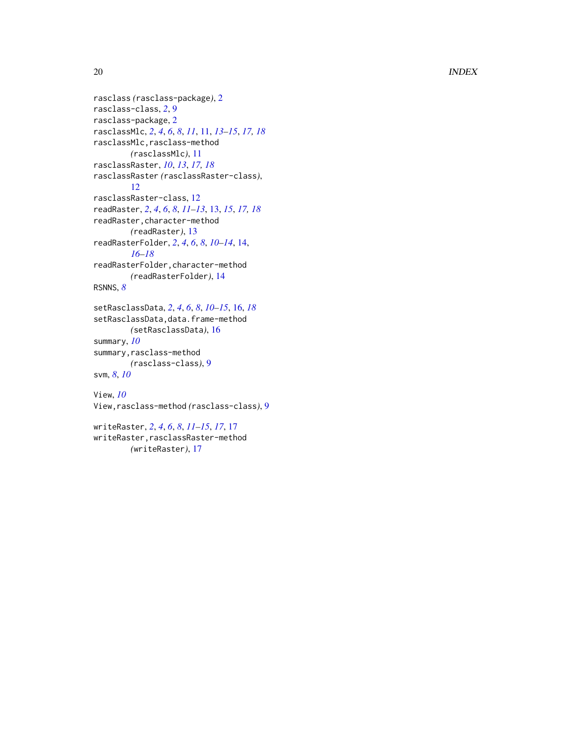rasclass *(*rasclass-package*)*, 2
rasclass-class, *2*, 9
rasclass-package, 2
rasclassMlc, *2*, *4*, *6*, *8*, *11*, 11, *13–15*, *17, 18*
rasclassMlc,rasclass-method
        *(*rasclassMlc*)*, 11
rasclassRaster, *10*, *13*, *17, 18*
rasclassRaster *(*rasclassRaster-class*)*,
        12
rasclassRaster-class, 12
readRaster, *2*, *4*, *6*, *8*, *11–13*, 13, *15*, *17, 18*
readRaster,character-method
        *(*readRaster*)*, 13
readRasterFolder, *2*, *4*, *6*, *8*, *10–14*, 14,
        *16–18*
readRasterFolder,character-method
        *(*readRasterFolder*)*, 14
RSNNS, *8*

setRasclassData, *2*, *4*, *6*, *8*, *10–15*, 16, *18*
setRasclassData,data.frame-method
        *(*setRasclassData*)*, 16
summary, *10*
summary,rasclass-method
        *(*rasclass-class*)*, 9
svm, *8*, *10*

View, *10*
View,rasclass-method *(*rasclass-class*)*, 9

writeRaster, *2*, *4*, *6*, *8*, *11–15*, *17*, 17
writeRaster,rasclassRaster-method
        *(*writeRaster*)*, 17